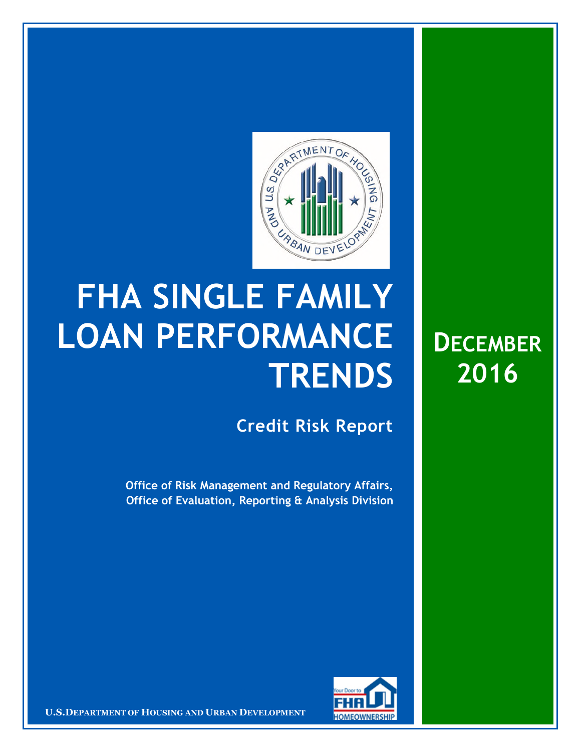# FHA SINGLE FAMILY LOAN PERFORMANCE TRENDS

## Credit Risk Report

**Office of Risk Management and Regulatory Affairs, Office of Evaluation, Reporting & Analysis Division**

## DECEMBER 2016

U.S. DEPARTMENT OF HOUSING AND URBAN DEVELOPMENT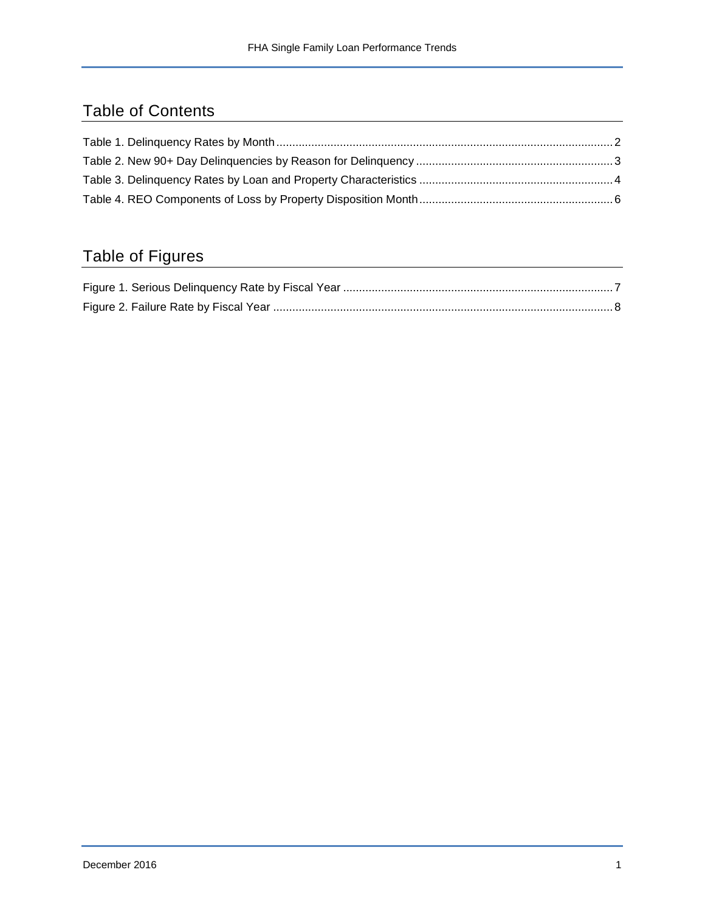## Table of Contents

Table 1. Delinquency Rates by Month ........................................................................................................... 2
Table 2. New 90+ Day Delinquencies by Reason for Delinquency ................................................................ 3
Table 3. Delinquency Rates by Loan and Property Characteristics ................................................................ 4
Table 4. REO Components of Loss by Property Disposition Month ............................................................... 6

## Table of Figures

Figure 1. Serious Delinquency Rate by Fiscal Year ........................................................................................ 7
Figure 2. Failure Rate by Fiscal Year ............................................................................................................. 8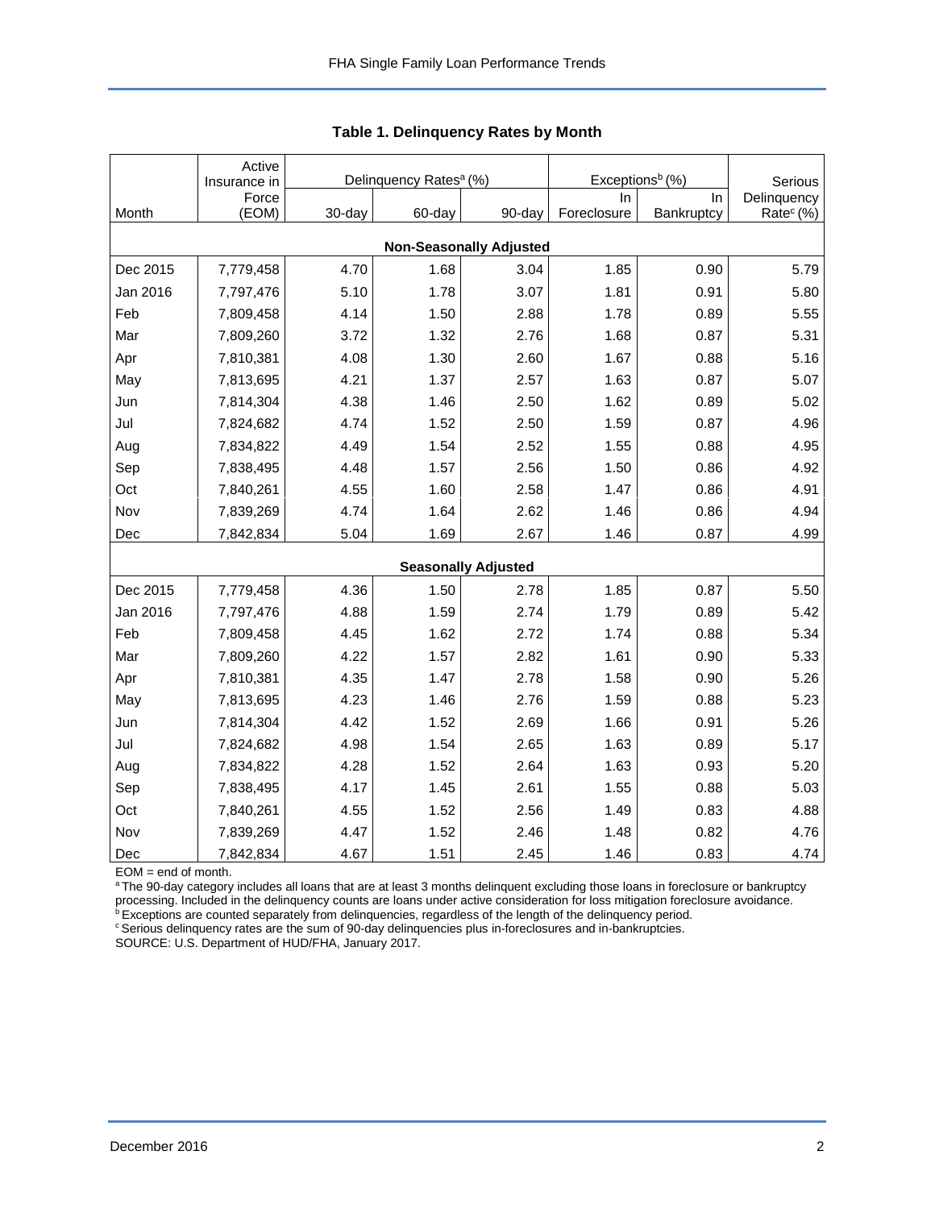## Table 1. Delinquency Rates by Month

| Month | Active Insurance in Force (EOM) | Delinquency Rates[a] (%) | | | Exceptions[b] (%) | | Serious Delinquency Rate[c] (%) |
|---|---|---|---|---|---|---|---|
| | | 30-day | 60-day | 90-day | In Foreclosure | In Bankruptcy | |
| **Non-Seasonally Adjusted** | | | | | | | |
| Dec 2015 | 7,779,458 | 4.70 | 1.68 | 3.04 | 1.85 | 0.90 | 5.79 |
| Jan 2016 | 7,797,476 | 5.10 | 1.78 | 3.07 | 1.81 | 0.91 | 5.80 |
| Feb | 7,809,458 | 4.14 | 1.50 | 2.88 | 1.78 | 0.89 | 5.55 |
| Mar | 7,809,260 | 3.72 | 1.32 | 2.76 | 1.68 | 0.87 | 5.31 |
| Apr | 7,810,381 | 4.08 | 1.30 | 2.60 | 1.67 | 0.88 | 5.16 |
| May | 7,813,695 | 4.21 | 1.37 | 2.57 | 1.63 | 0.87 | 5.07 |
| Jun | 7,814,304 | 4.38 | 1.46 | 2.50 | 1.62 | 0.89 | 5.02 |
| Jul | 7,824,682 | 4.74 | 1.52 | 2.50 | 1.59 | 0.87 | 4.96 |
| Aug | 7,834,822 | 4.49 | 1.54 | 2.52 | 1.55 | 0.88 | 4.95 |
| Sep | 7,838,495 | 4.48 | 1.57 | 2.56 | 1.50 | 0.86 | 4.92 |
| Oct | 7,840,261 | 4.55 | 1.60 | 2.58 | 1.47 | 0.86 | 4.91 |
| Nov | 7,839,269 | 4.74 | 1.64 | 2.62 | 1.46 | 0.86 | 4.94 |
| Dec | 7,842,834 | 5.04 | 1.69 | 2.67 | 1.46 | 0.87 | 4.99 |
| **Seasonally Adjusted** | | | | | | | |
| Dec 2015 | 7,779,458 | 4.36 | 1.50 | 2.78 | 1.85 | 0.87 | 5.50 |
| Jan 2016 | 7,797,476 | 4.88 | 1.59 | 2.74 | 1.79 | 0.89 | 5.42 |
| Feb | 7,809,458 | 4.45 | 1.62 | 2.72 | 1.74 | 0.88 | 5.34 |
| Mar | 7,809,260 | 4.22 | 1.57 | 2.82 | 1.61 | 0.90 | 5.33 |
| Apr | 7,810,381 | 4.35 | 1.47 | 2.78 | 1.58 | 0.90 | 5.26 |
| May | 7,813,695 | 4.23 | 1.46 | 2.76 | 1.59 | 0.88 | 5.23 |
| Jun | 7,814,304 | 4.42 | 1.52 | 2.69 | 1.66 | 0.91 | 5.26 |
| Jul | 7,824,682 | 4.98 | 1.54 | 2.65 | 1.63 | 0.89 | 5.17 |
| Aug | 7,834,822 | 4.28 | 1.52 | 2.64 | 1.63 | 0.93 | 5.20 |
| Sep | 7,838,495 | 4.17 | 1.45 | 2.61 | 1.55 | 0.88 | 5.03 |
| Oct | 7,840,261 | 4.55 | 1.52 | 2.56 | 1.49 | 0.83 | 4.88 |
| Nov | 7,839,269 | 4.47 | 1.52 | 2.46 | 1.48 | 0.82 | 4.76 |
| Dec | 7,842,834 | 4.67 | 1.51 | 2.45 | 1.46 | 0.83 | 4.74 |

EOM = end of month.

[a] The 90-day category includes all loans that are at least 3 months delinquent excluding those loans in foreclosure or bankruptcy processing. Included in the delinquency counts are loans under active consideration for loss mitigation foreclosure avoidance.

[b] Exceptions are counted separately from delinquencies, regardless of the length of the delinquency period.

[c] Serious delinquency rates are the sum of 90-day delinquencies plus in-foreclosures and in-bankruptcies.

SOURCE: U.S. Department of HUD/FHA, January 2017.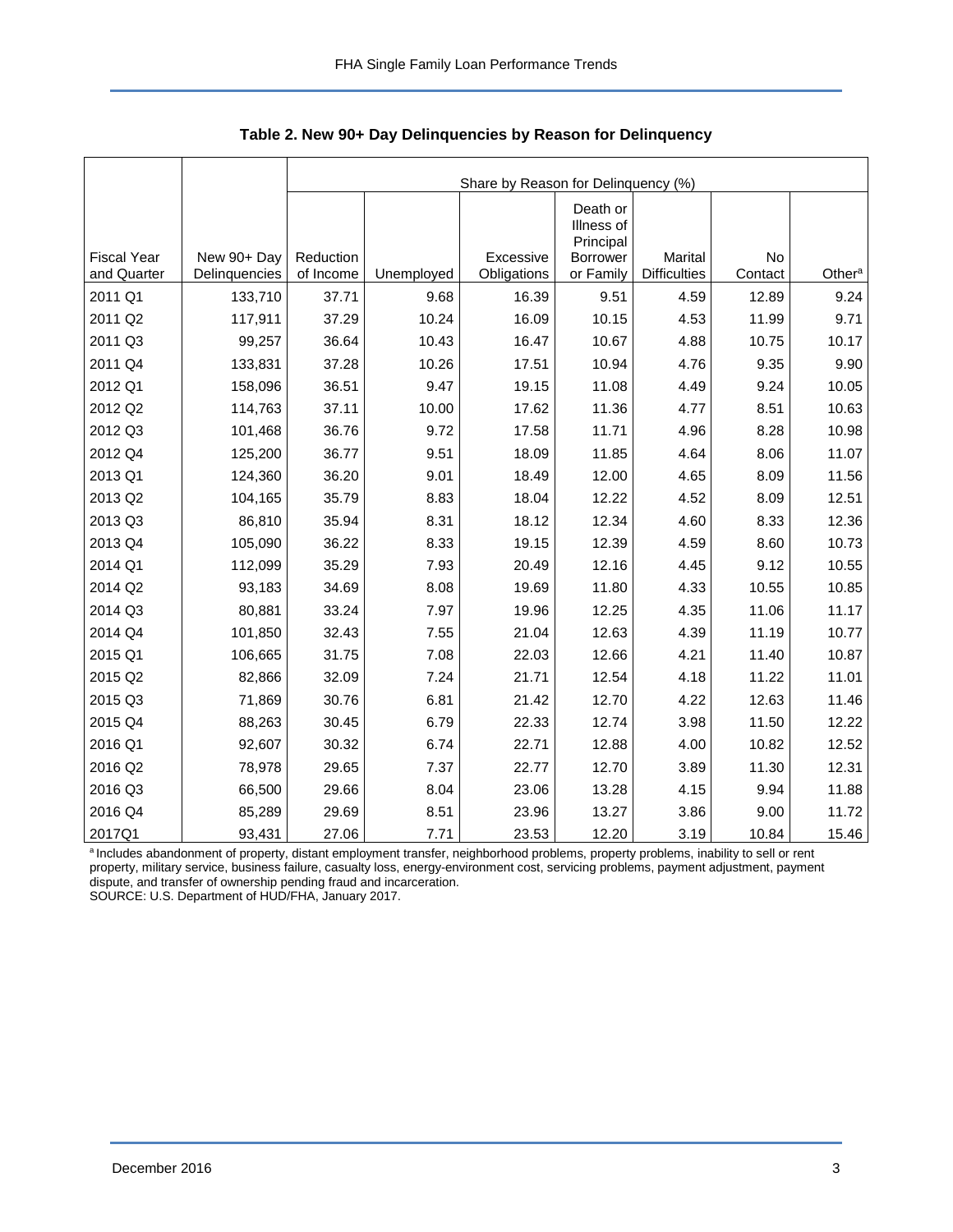**Table 2. New 90+ Day Delinquencies by Reason for Delinquency**

| Fiscal Year and Quarter | New 90+ Day Delinquencies | Share by Reason for Delinquency (%) | | | | | | |
|---|---|---|---|---|---|---|---|---|
| | | Reduction of Income | Unemployed | Excessive Obligations | Death or Illness of Principal Borrower or Family | Marital Difficulties | No Contact | Other[a] |
| 2011 Q1 | 133,710 | 37.71 | 9.68 | 16.39 | 9.51 | 4.59 | 12.89 | 9.24 |
| 2011 Q2 | 117,911 | 37.29 | 10.24 | 16.09 | 10.15 | 4.53 | 11.99 | 9.71 |
| 2011 Q3 | 99,257 | 36.64 | 10.43 | 16.47 | 10.67 | 4.88 | 10.75 | 10.17 |
| 2011 Q4 | 133,831 | 37.28 | 10.26 | 17.51 | 10.94 | 4.76 | 9.35 | 9.90 |
| 2012 Q1 | 158,096 | 36.51 | 9.47 | 19.15 | 11.08 | 4.49 | 9.24 | 10.05 |
| 2012 Q2 | 114,763 | 37.11 | 10.00 | 17.62 | 11.36 | 4.77 | 8.51 | 10.63 |
| 2012 Q3 | 101,468 | 36.76 | 9.72 | 17.58 | 11.71 | 4.96 | 8.28 | 10.98 |
| 2012 Q4 | 125,200 | 36.77 | 9.51 | 18.09 | 11.85 | 4.64 | 8.06 | 11.07 |
| 2013 Q1 | 124,360 | 36.20 | 9.01 | 18.49 | 12.00 | 4.65 | 8.09 | 11.56 |
| 2013 Q2 | 104,165 | 35.79 | 8.83 | 18.04 | 12.22 | 4.52 | 8.09 | 12.51 |
| 2013 Q3 | 86,810 | 35.94 | 8.31 | 18.12 | 12.34 | 4.60 | 8.33 | 12.36 |
| 2013 Q4 | 105,090 | 36.22 | 8.33 | 19.15 | 12.39 | 4.59 | 8.60 | 10.73 |
| 2014 Q1 | 112,099 | 35.29 | 7.93 | 20.49 | 12.16 | 4.45 | 9.12 | 10.55 |
| 2014 Q2 | 93,183 | 34.69 | 8.08 | 19.69 | 11.80 | 4.33 | 10.55 | 10.85 |
| 2014 Q3 | 80,881 | 33.24 | 7.97 | 19.96 | 12.25 | 4.35 | 11.06 | 11.17 |
| 2014 Q4 | 101,850 | 32.43 | 7.55 | 21.04 | 12.63 | 4.39 | 11.19 | 10.77 |
| 2015 Q1 | 106,665 | 31.75 | 7.08 | 22.03 | 12.66 | 4.21 | 11.40 | 10.87 |
| 2015 Q2 | 82,866 | 32.09 | 7.24 | 21.71 | 12.54 | 4.18 | 11.22 | 11.01 |
| 2015 Q3 | 71,869 | 30.76 | 6.81 | 21.42 | 12.70 | 4.22 | 12.63 | 11.46 |
| 2015 Q4 | 88,263 | 30.45 | 6.79 | 22.33 | 12.74 | 3.98 | 11.50 | 12.22 |
| 2016 Q1 | 92,607 | 30.32 | 6.74 | 22.71 | 12.88 | 4.00 | 10.82 | 12.52 |
| 2016 Q2 | 78,978 | 29.65 | 7.37 | 22.77 | 12.70 | 3.89 | 11.30 | 12.31 |
| 2016 Q3 | 66,500 | 29.66 | 8.04 | 23.06 | 13.28 | 4.15 | 9.94 | 11.88 |
| 2016 Q4 | 85,289 | 29.69 | 8.51 | 23.96 | 13.27 | 3.86 | 9.00 | 11.72 |
| 2017Q1 | 93,431 | 27.06 | 7.71 | 23.53 | 12.20 | 3.19 | 10.84 | 15.46 |

[a] Includes abandonment of property, distant employment transfer, neighborhood problems, property problems, inability to sell or rent property, military service, business failure, casualty loss, energy-environment cost, servicing problems, payment adjustment, payment dispute, and transfer of ownership pending fraud and incarceration.

SOURCE: U.S. Department of HUD/FHA, January 2017.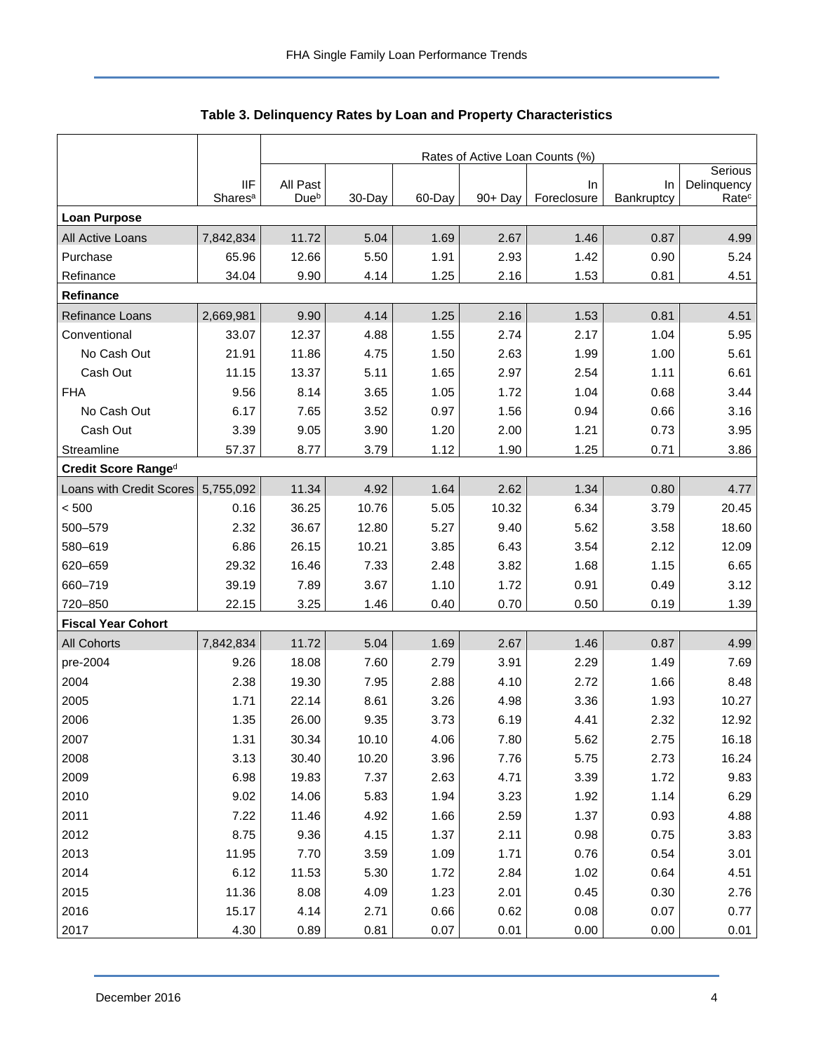## Table 3. Delinquency Rates by Loan and Property Characteristics

| | | Rates of Active Loan Counts (%) | | | | | | |
|---|---|---|---|---|---|---|---|---|
| | IIF Shares[a] | All Past Due[b] | 30-Day | 60-Day | 90+ Day | In Foreclosure | In Bankruptcy | Serious Delinquency Rate[c] |
| **Loan Purpose** | | | | | | | | |
| All Active Loans | 7,842,834 | 11.72 | 5.04 | 1.69 | 2.67 | 1.46 | 0.87 | 4.99 |
| Purchase | 65.96 | 12.66 | 5.50 | 1.91 | 2.93 | 1.42 | 0.90 | 5.24 |
| Refinance | 34.04 | 9.90 | 4.14 | 1.25 | 2.16 | 1.53 | 0.81 | 4.51 |
| **Refinance** | | | | | | | | |
| Refinance Loans | 2,669,981 | 9.90 | 4.14 | 1.25 | 2.16 | 1.53 | 0.81 | 4.51 |
| Conventional | 33.07 | 12.37 | 4.88 | 1.55 | 2.74 | 2.17 | 1.04 | 5.95 |
| No Cash Out | 21.91 | 11.86 | 4.75 | 1.50 | 2.63 | 1.99 | 1.00 | 5.61 |
| Cash Out | 11.15 | 13.37 | 5.11 | 1.65 | 2.97 | 2.54 | 1.11 | 6.61 |
| FHA | 9.56 | 8.14 | 3.65 | 1.05 | 1.72 | 1.04 | 0.68 | 3.44 |
| No Cash Out | 6.17 | 7.65 | 3.52 | 0.97 | 1.56 | 0.94 | 0.66 | 3.16 |
| Cash Out | 3.39 | 9.05 | 3.90 | 1.20 | 2.00 | 1.21 | 0.73 | 3.95 |
| Streamline | 57.37 | 8.77 | 3.79 | 1.12 | 1.90 | 1.25 | 0.71 | 3.86 |
| **Credit Score Range[d]** | | | | | | | | |
| Loans with Credit Scores | 5,755,092 | 11.34 | 4.92 | 1.64 | 2.62 | 1.34 | 0.80 | 4.77 |
| < 500 | 0.16 | 36.25 | 10.76 | 5.05 | 10.32 | 6.34 | 3.79 | 20.45 |
| 500–579 | 2.32 | 36.67 | 12.80 | 5.27 | 9.40 | 5.62 | 3.58 | 18.60 |
| 580–619 | 6.86 | 26.15 | 10.21 | 3.85 | 6.43 | 3.54 | 2.12 | 12.09 |
| 620–659 | 29.32 | 16.46 | 7.33 | 2.48 | 3.82 | 1.68 | 1.15 | 6.65 |
| 660–719 | 39.19 | 7.89 | 3.67 | 1.10 | 1.72 | 0.91 | 0.49 | 3.12 |
| 720–850 | 22.15 | 3.25 | 1.46 | 0.40 | 0.70 | 0.50 | 0.19 | 1.39 |
| **Fiscal Year Cohort** | | | | | | | | |
| All Cohorts | 7,842,834 | 11.72 | 5.04 | 1.69 | 2.67 | 1.46 | 0.87 | 4.99 |
| pre-2004 | 9.26 | 18.08 | 7.60 | 2.79 | 3.91 | 2.29 | 1.49 | 7.69 |
| 2004 | 2.38 | 19.30 | 7.95 | 2.88 | 4.10 | 2.72 | 1.66 | 8.48 |
| 2005 | 1.71 | 22.14 | 8.61 | 3.26 | 4.98 | 3.36 | 1.93 | 10.27 |
| 2006 | 1.35 | 26.00 | 9.35 | 3.73 | 6.19 | 4.41 | 2.32 | 12.92 |
| 2007 | 1.31 | 30.34 | 10.10 | 4.06 | 7.80 | 5.62 | 2.75 | 16.18 |
| 2008 | 3.13 | 30.40 | 10.20 | 3.96 | 7.76 | 5.75 | 2.73 | 16.24 |
| 2009 | 6.98 | 19.83 | 7.37 | 2.63 | 4.71 | 3.39 | 1.72 | 9.83 |
| 2010 | 9.02 | 14.06 | 5.83 | 1.94 | 3.23 | 1.92 | 1.14 | 6.29 |
| 2011 | 7.22 | 11.46 | 4.92 | 1.66 | 2.59 | 1.37 | 0.93 | 4.88 |
| 2012 | 8.75 | 9.36 | 4.15 | 1.37 | 2.11 | 0.98 | 0.75 | 3.83 |
| 2013 | 11.95 | 7.70 | 3.59 | 1.09 | 1.71 | 0.76 | 0.54 | 3.01 |
| 2014 | 6.12 | 11.53 | 5.30 | 1.72 | 2.84 | 1.02 | 0.64 | 4.51 |
| 2015 | 11.36 | 8.08 | 4.09 | 1.23 | 2.01 | 0.45 | 0.30 | 2.76 |
| 2016 | 15.17 | 4.14 | 2.71 | 0.66 | 0.62 | 0.08 | 0.07 | 0.77 |
| 2017 | 4.30 | 0.89 | 0.81 | 0.07 | 0.01 | 0.00 | 0.00 | 0.01 |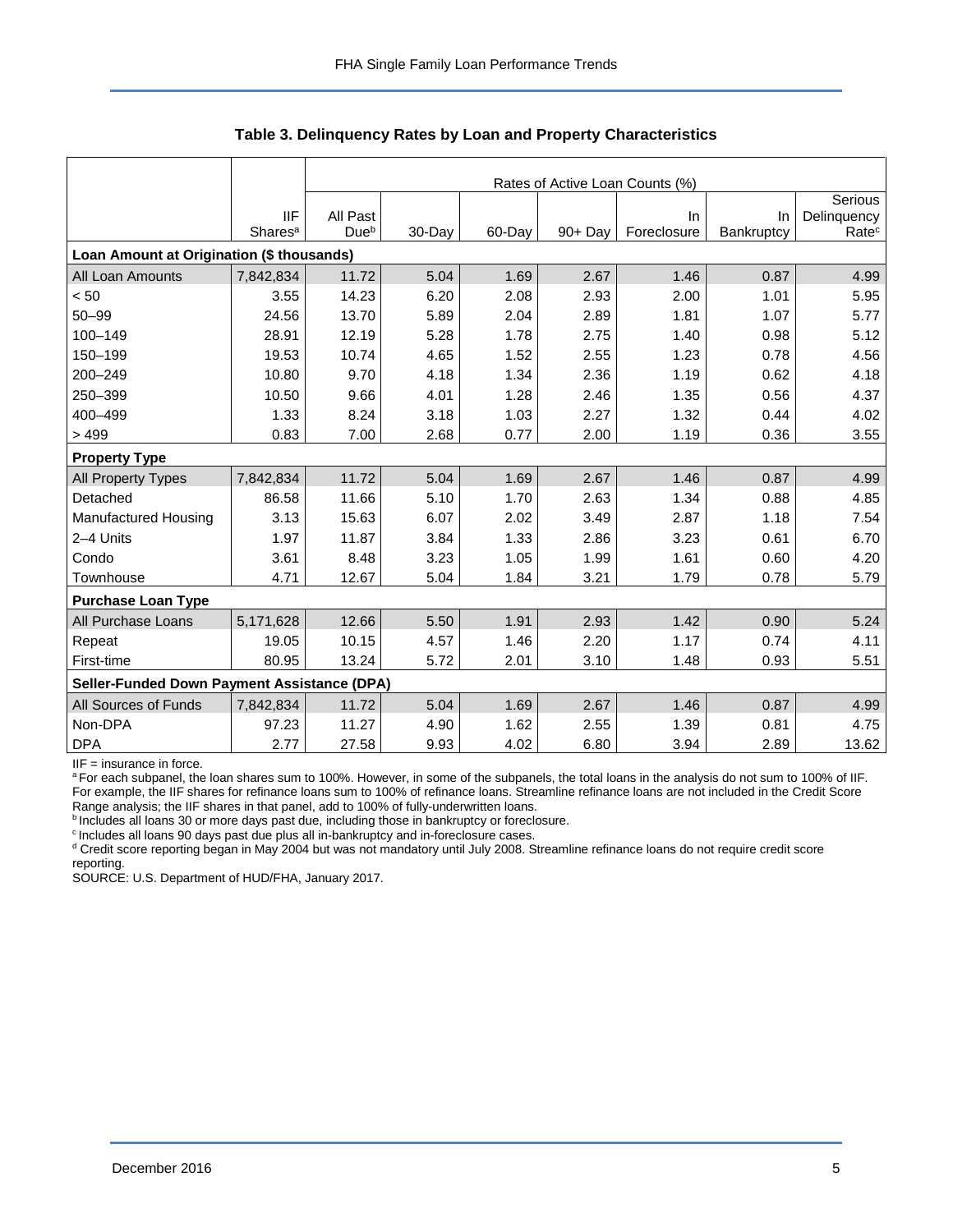### Table 3. Delinquency Rates by Loan and Property Characteristics

| | | Rates of Active Loan Counts (%) | | | | | | |
|---|---|---|---|---|---|---|---|---|
| | IIF Shares[a] | All Past Due[b] | 30-Day | 60-Day | 90+ Day | In Foreclosure | In Bankruptcy | Serious Delinquency Rate[c] |
| **Loan Amount at Origination ($ thousands)** | | | | | | | | |
| All Loan Amounts | 7,842,834 | 11.72 | 5.04 | 1.69 | 2.67 | 1.46 | 0.87 | 4.99 |
| < 50 | 3.55 | 14.23 | 6.20 | 2.08 | 2.93 | 2.00 | 1.01 | 5.95 |
| 50–99 | 24.56 | 13.70 | 5.89 | 2.04 | 2.89 | 1.81 | 1.07 | 5.77 |
| 100–149 | 28.91 | 12.19 | 5.28 | 1.78 | 2.75 | 1.40 | 0.98 | 5.12 |
| 150–199 | 19.53 | 10.74 | 4.65 | 1.52 | 2.55 | 1.23 | 0.78 | 4.56 |
| 200–249 | 10.80 | 9.70 | 4.18 | 1.34 | 2.36 | 1.19 | 0.62 | 4.18 |
| 250–399 | 10.50 | 9.66 | 4.01 | 1.28 | 2.46 | 1.35 | 0.56 | 4.37 |
| 400–499 | 1.33 | 8.24 | 3.18 | 1.03 | 2.27 | 1.32 | 0.44 | 4.02 |
| > 499 | 0.83 | 7.00 | 2.68 | 0.77 | 2.00 | 1.19 | 0.36 | 3.55 |
| **Property Type** | | | | | | | | |
| All Property Types | 7,842,834 | 11.72 | 5.04 | 1.69 | 2.67 | 1.46 | 0.87 | 4.99 |
| Detached | 86.58 | 11.66 | 5.10 | 1.70 | 2.63 | 1.34 | 0.88 | 4.85 |
| Manufactured Housing | 3.13 | 15.63 | 6.07 | 2.02 | 3.49 | 2.87 | 1.18 | 7.54 |
| 2–4 Units | 1.97 | 11.87 | 3.84 | 1.33 | 2.86 | 3.23 | 0.61 | 6.70 |
| Condo | 3.61 | 8.48 | 3.23 | 1.05 | 1.99 | 1.61 | 0.60 | 4.20 |
| Townhouse | 4.71 | 12.67 | 5.04 | 1.84 | 3.21 | 1.79 | 0.78 | 5.79 |
| **Purchase Loan Type** | | | | | | | | |
| All Purchase Loans | 5,171,628 | 12.66 | 5.50 | 1.91 | 2.93 | 1.42 | 0.90 | 5.24 |
| Repeat | 19.05 | 10.15 | 4.57 | 1.46 | 2.20 | 1.17 | 0.74 | 4.11 |
| First-time | 80.95 | 13.24 | 5.72 | 2.01 | 3.10 | 1.48 | 0.93 | 5.51 |
| **Seller-Funded Down Payment Assistance (DPA)** | | | | | | | | |
| All Sources of Funds | 7,842,834 | 11.72 | 5.04 | 1.69 | 2.67 | 1.46 | 0.87 | 4.99 |
| Non-DPA | 97.23 | 11.27 | 4.90 | 1.62 | 2.55 | 1.39 | 0.81 | 4.75 |
| DPA | 2.77 | 27.58 | 9.93 | 4.02 | 6.80 | 3.94 | 2.89 | 13.62 |

IIF = insurance in force.

[a] For each subpanel, the loan shares sum to 100%. However, in some of the subpanels, the total loans in the analysis do not sum to 100% of IIF. For example, the IIF shares for refinance loans sum to 100% of refinance loans. Streamline refinance loans are not included in the Credit Score Range analysis; the IIF shares in that panel, add to 100% of fully-underwritten loans.

[b] Includes all loans 30 or more days past due, including those in bankruptcy or foreclosure.

[c] Includes all loans 90 days past due plus all in-bankruptcy and in-foreclosure cases.

[d] Credit score reporting began in May 2004 but was not mandatory until July 2008. Streamline refinance loans do not require credit score reporting.

SOURCE: U.S. Department of HUD/FHA, January 2017.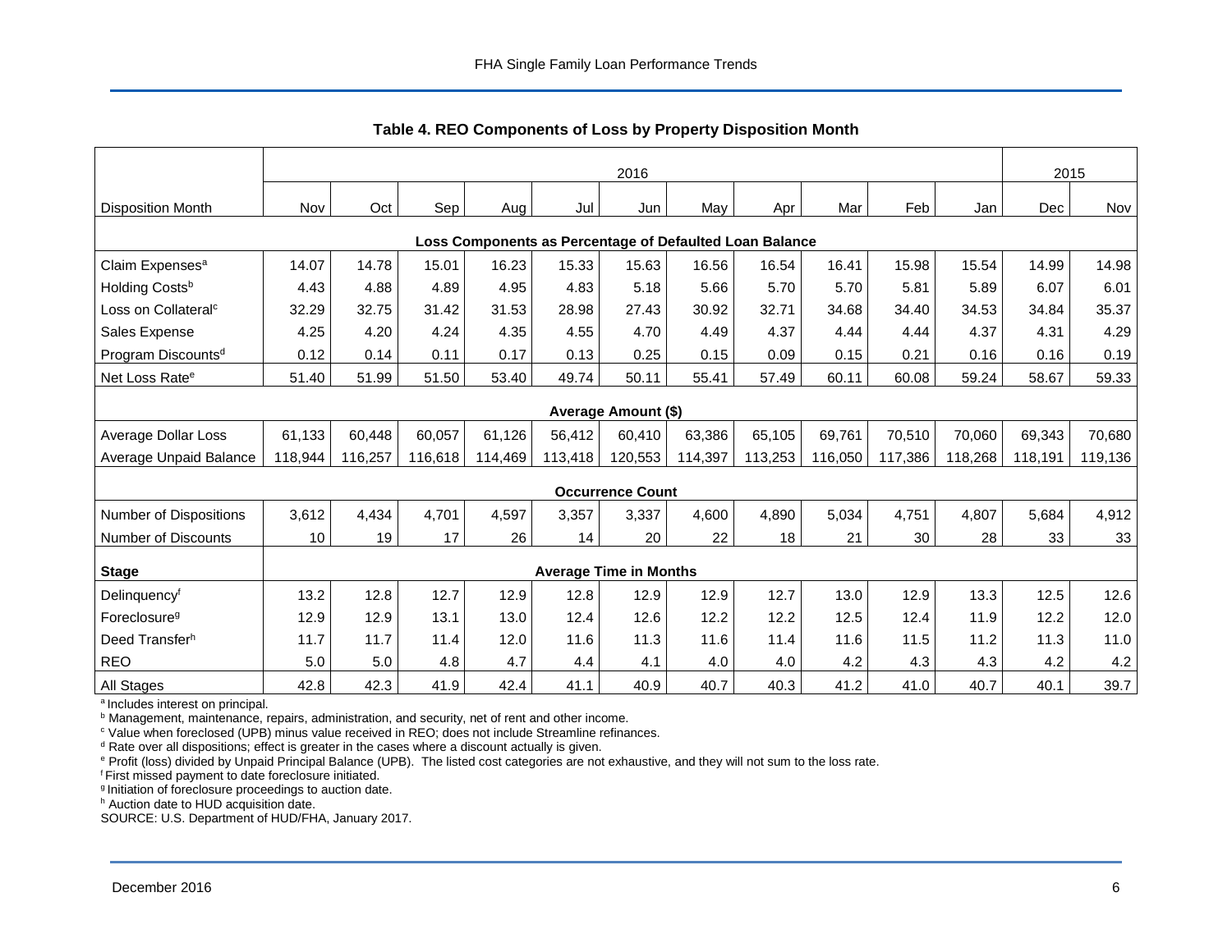### Table 4. REO Components of Loss by Property Disposition Month

| | 2016 | | | | | | | | | | | 2015 | |
|---|---|---|---|---|---|---|---|---|---|---|---|---|---|
| Disposition Month | Nov | Oct | Sep | Aug | Jul | Jun | May | Apr | Mar | Feb | Jan | Dec | Nov |
| **Loss Components as Percentage of Defaulted Loan Balance** | | | | | | | | | | | | | |
| Claim Expenses[a] | 14.07 | 14.78 | 15.01 | 16.23 | 15.33 | 15.63 | 16.56 | 16.54 | 16.41 | 15.98 | 15.54 | 14.99 | 14.98 |
| Holding Costs[b] | 4.43 | 4.88 | 4.89 | 4.95 | 4.83 | 5.18 | 5.66 | 5.70 | 5.70 | 5.81 | 5.89 | 6.07 | 6.01 |
| Loss on Collateral[c] | 32.29 | 32.75 | 31.42 | 31.53 | 28.98 | 27.43 | 30.92 | 32.71 | 34.68 | 34.40 | 34.53 | 34.84 | 35.37 |
| Sales Expense | 4.25 | 4.20 | 4.24 | 4.35 | 4.55 | 4.70 | 4.49 | 4.37 | 4.44 | 4.44 | 4.37 | 4.31 | 4.29 |
| Program Discounts[d] | 0.12 | 0.14 | 0.11 | 0.17 | 0.13 | 0.25 | 0.15 | 0.09 | 0.15 | 0.21 | 0.16 | 0.16 | 0.19 |
| Net Loss Rate[e] | 51.40 | 51.99 | 51.50 | 53.40 | 49.74 | 50.11 | 55.41 | 57.49 | 60.11 | 60.08 | 59.24 | 58.67 | 59.33 |
| **Average Amount ($)** | | | | | | | | | | | | | |
| Average Dollar Loss | 61,133 | 60,448 | 60,057 | 61,126 | 56,412 | 60,410 | 63,386 | 65,105 | 69,761 | 70,510 | 70,060 | 69,343 | 70,680 |
| Average Unpaid Balance | 118,944 | 116,257 | 116,618 | 114,469 | 113,418 | 120,553 | 114,397 | 113,253 | 116,050 | 117,386 | 118,268 | 118,191 | 119,136 |
| **Occurrence Count** | | | | | | | | | | | | | |
| Number of Dispositions | 3,612 | 4,434 | 4,701 | 4,597 | 3,357 | 3,337 | 4,600 | 4,890 | 5,034 | 4,751 | 4,807 | 5,684 | 4,912 |
| Number of Discounts | 10 | 19 | 17 | 26 | 14 | 20 | 22 | 18 | 21 | 30 | 28 | 33 | 33 |
| **Stage** | **Average Time in Months** | | | | | | | | | | | | |
| Delinquency[f] | 13.2 | 12.8 | 12.7 | 12.9 | 12.8 | 12.9 | 12.9 | 12.7 | 13.0 | 12.9 | 13.3 | 12.5 | 12.6 |
| Foreclosure[g] | 12.9 | 12.9 | 13.1 | 13.0 | 12.4 | 12.6 | 12.2 | 12.2 | 12.5 | 12.4 | 11.9 | 12.2 | 12.0 |
| Deed Transfer[h] | 11.7 | 11.7 | 11.4 | 12.0 | 11.6 | 11.3 | 11.6 | 11.4 | 11.6 | 11.5 | 11.2 | 11.3 | 11.0 |
| REO | 5.0 | 5.0 | 4.8 | 4.7 | 4.4 | 4.1 | 4.0 | 4.0 | 4.2 | 4.3 | 4.3 | 4.2 | 4.2 |
| All Stages | 42.8 | 42.3 | 41.9 | 42.4 | 41.1 | 40.9 | 40.7 | 40.3 | 41.2 | 41.0 | 40.7 | 40.1 | 39.7 |

[a] Includes interest on principal.
[b] Management, maintenance, repairs, administration, and security, net of rent and other income.
[c] Value when foreclosed (UPB) minus value received in REO; does not include Streamline refinances.
[d] Rate over all dispositions; effect is greater in the cases where a discount actually is given.
[e] Profit (loss) divided by Unpaid Principal Balance (UPB). The listed cost categories are not exhaustive, and they will not sum to the loss rate.
[f] First missed payment to date foreclosure initiated.
[g] Initiation of foreclosure proceedings to auction date.
[h] Auction date to HUD acquisition date.
SOURCE: U.S. Department of HUD/FHA, January 2017.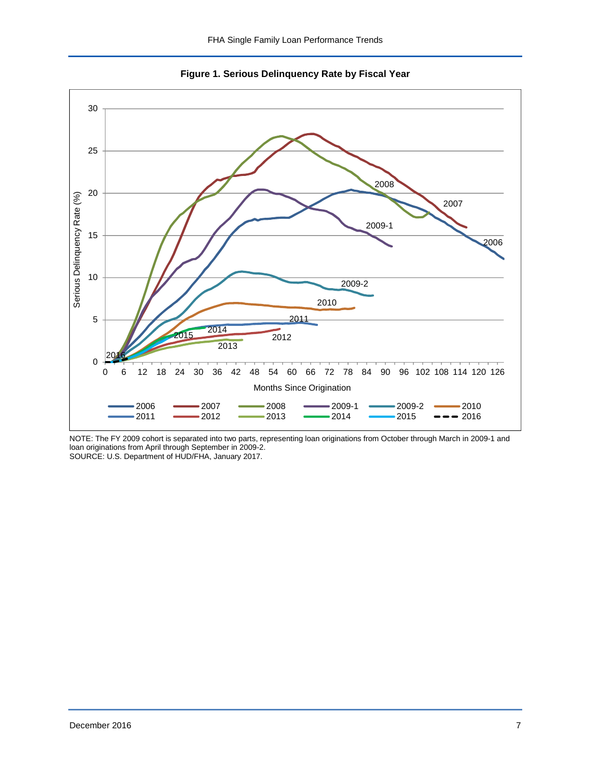**Figure 1. Serious Delinquency Rate by Fiscal Year**

NOTE: The FY 2009 cohort is separated into two parts, representing loan originations from October through March in 2009-1 and loan originations from April through September in 2009-2.
SOURCE: U.S. Department of HUD/FHA, January 2017.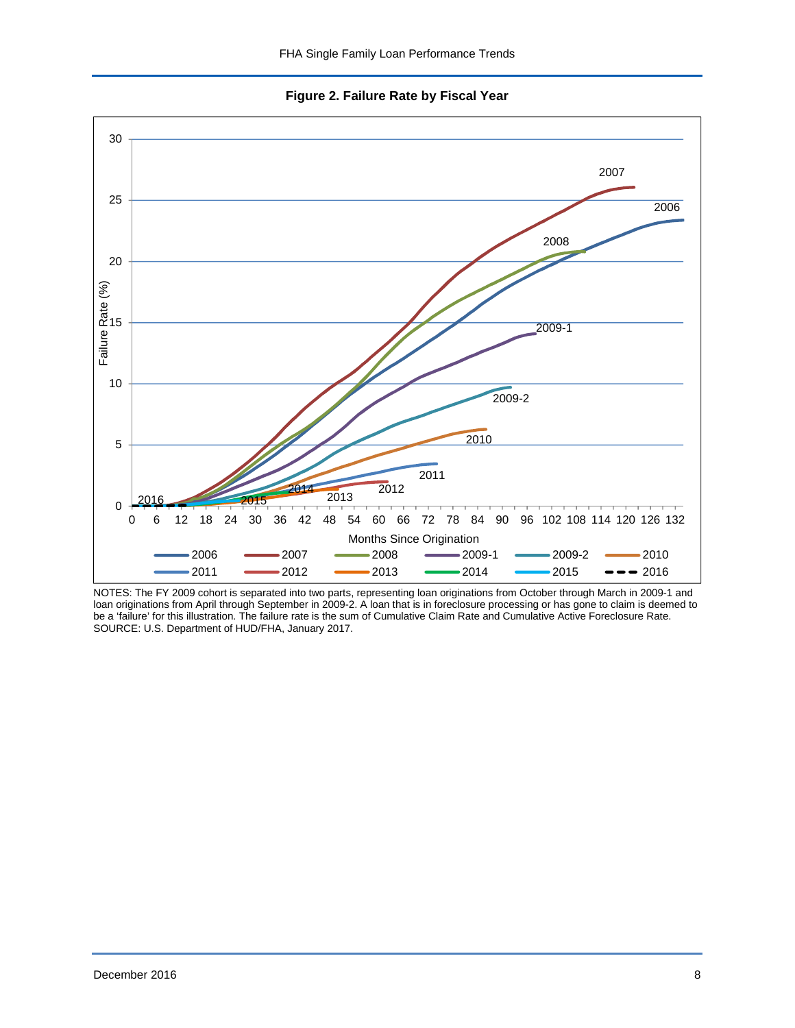**Figure 2. Failure Rate by Fiscal Year**

Failure Rate (%)

30
25
20
15
10
5
0

Months Since Origination

0 6 12 18 24 30 36 42 48 54 60 66 72 78 84 90 96 102 108 114 120 126 132

2007
2006
2008
2009-1
2009-2
2010
2011
2012
2013
2014
2015
2016

2006 2007 2008 2009-1 2009-2 2010
2011 2012 2013 2014 2015 2016

NOTES: The FY 2009 cohort is separated into two parts, representing loan originations from October through March in 2009-1 and loan originations from April through September in 2009-2. A loan that is in foreclosure processing or has gone to claim is deemed to be a 'failure' for this illustration. The failure rate is the sum of Cumulative Claim Rate and Cumulative Active Foreclosure Rate.
SOURCE: U.S. Department of HUD/FHA, January 2017.